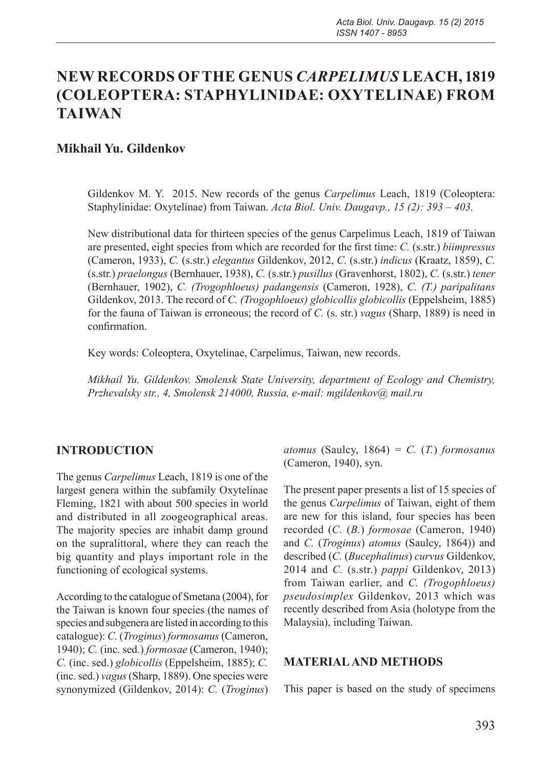# NEW RECORDS OF THE GENUS *CARPELIMUS* LEACH, 1819 (COLEOPTERA: STAPHYLINIDAE: OXYTELINAE) FROM TAIWAN

**Mikhail Yu. Gildenkov**

Gildenkov M. Y. 2015. New records of the genus *Carpelimus* Leach, 1819 (Coleoptera: Staphylinidae: Oxytelinae) from Taiwan. *Acta Biol. Univ. Daugavp., 15 (2): 393 – 403.*

New distributional data for thirteen species of the genus Carpelimus Leach, 1819 of Taiwan are presented, eight species from which are recorded for the first time: *C.* (s.str.) *biimpressus* (Cameron, 1933), *C.* (s.str.) *elegantus* Gildenkov, 2012, *C.* (s.str.) *indicus* (Kraatz, 1859), *C.* (s.str.) *praelongus* (Bernhauer, 1938), *C.* (s.str.) *pusillus* (Gravenhorst, 1802), *C.* (s.str.) *tener* (Bernhauer, 1902), *C. (Trogophloeus) padangensis* (Cameron, 1928), *C. (T.) paripalitans* Gildenkov, 2013. The record of *C. (Trogophloeus) globicollis globicollis* (Eppelsheim, 1885) for the fauna of Taiwan is erroneous; the record of *C.* (s. str.) *vagus* (Sharp, 1889) is need in confirmation.

Key words: Coleoptera, Oxytelinae, Carpelimus, Taiwan, new records.

*Mikhail Yu. Gildenkov. Smolensk State University, department of Ecology and Chemistry, Przhevalsky str., 4, Smolensk 214000, Russia, e-mail: mgildenkov@ mail.ru*

## INTRODUCTION

The genus *Carpelimus* Leach, 1819 is one of the largest genera within the subfamily Oxytelinae Fleming, 1821 with about 500 species in world and distributed in all zoogeographical areas. The majority species are inhabit damp ground on the supralittoral, where they can reach the big quantity and plays important role in the functioning of ecological systems.

According to the catalogue of Smetana (2004), for the Taiwan is known four species (the names of species and subgenera are listed in according to this catalogue): *C.* (*Troginus*) *formosanus* (Cameron, 1940); *C.* (inc. sed.) *formosae* (Cameron, 1940); *C.* (inc. sed.) *globicollis* (Eppelsheim, 1885); *C.* (inc. sed.) *vagus* (Sharp, 1889). One species were synonymized (Gildenkov, 2014): *C.* (*Troginus*) *atomus* (Saulcy, 1864) = *C.* (*T.*) *formosanus* (Cameron, 1940), syn.

The present paper presents a list of 15 species of the genus *Carpelimus* of Taiwan, eight of them are new for this island, four species has been recorded (*C.* (*B.*) *formosae* (Cameron, 1940) and *C.* (*Troginus*) *atomus* (Saulcy, 1864)) and described (*C.* (*Bucephalinus*) *curvus* Gildenkov, 2014 and *C.* (s.str.) *pappi* Gildenkov, 2013) from Taiwan earlier, and *C. (Trogophloeus) pseudosimplex* Gildenkov, 2013 which was recently described from Asia (holotype from the Malaysia), including Taiwan.

## MATERIAL AND METHODS

This paper is based on the study of specimens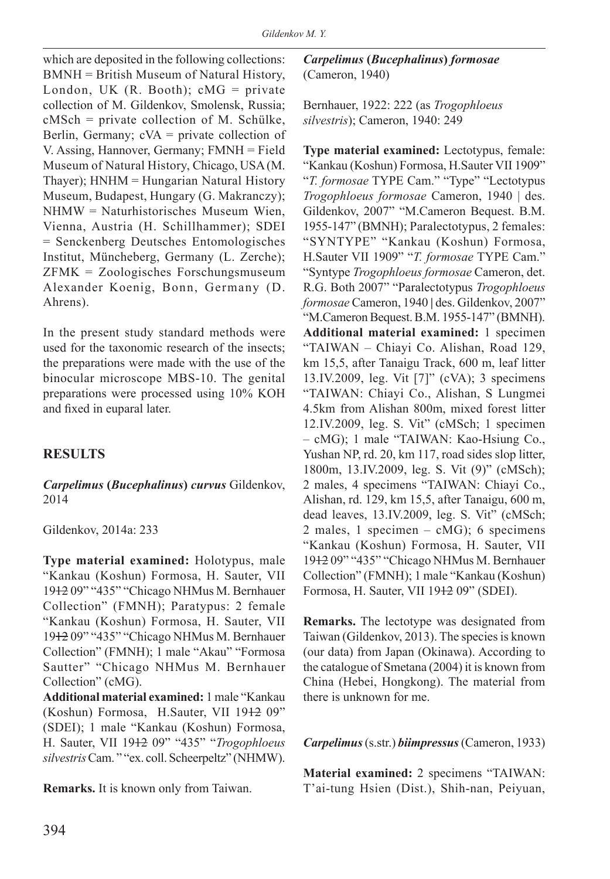which are deposited in the following collections: BMNH = British Museum of Natural History, London, UK (R. Booth); cMG = private collection of M. Gildenkov, Smolensk, Russia; cMSch = private collection of M. Schülke, Berlin, Germany; cVA = private collection of V. Assing, Hannover, Germany; FMNH = Field Museum of Natural History, Chicago, USA (M. Thayer); HNHM = Hungarian Natural History Museum, Budapest, Hungary (G. Makranczy); NHMW = Naturhistorisches Museum Wien, Vienna, Austria (H. Schillhammer); SDEI = Senckenberg Deutsches Entomologisches Institut, Müncheberg, Germany (L. Zerche); ZFMK = Zoologisches Forschungsmuseum Alexander Koenig, Bonn, Germany (D. Ahrens).

In the present study standard methods were used for the taxonomic research of the insects; the preparations were made with the use of the binocular microscope MBS-10. The genital preparations were processed using 10% KOH and fixed in euparal later.

## RESULTS

***Carpelimus* (*Bucephalinus*) *curvus*** Gildenkov, 2014

Gildenkov, 2014a: 233

**Type material examined:** Holotypus, male "Kankau (Koshun) Formosa, H. Sauter, VII 19~~12~~ 09" "435" "Chicago NHMus M. Bernhauer Collection" (FMNH); Paratypus: 2 female "Kankau (Koshun) Formosa, H. Sauter, VII 19~~12~~ 09" "435" "Chicago NHMus M. Bernhauer Collection" (FMNH); 1 male "Akau" "Formosa Sautter" "Chicago NHMus M. Bernhauer Collection" (cMG).

**Additional material examined:** 1 male "Kankau (Koshun) Formosa, H.Sauter, VII 19~~12~~ 09" (SDEI); 1 male "Kankau (Koshun) Formosa, H. Sauter, VII 19~~12~~ 09" "435" "*Trogophloeus silvestris* Cam. " "ex. coll. Scheerpeltz" (NHMW).

**Remarks.** It is known only from Taiwan.

***Carpelimus* (*Bucephalinus*) *formosae*** (Cameron, 1940)

Bernhauer, 1922: 222 (as *Trogophloeus silvestris*); Cameron, 1940: 249

**Type material examined:** Lectotypus, female: "Kankau (Koshun) Formosa, H.Sauter VII 1909" "*T. formosae* TYPE Cam." "Type" "Lectotypus *Trogophloeus formosae* Cameron, 1940 | des. Gildenkov, 2007" "M.Cameron Bequest. B.M. 1955-147" (BMNH); Paralectotypus, 2 females: "SYNTYPE" "Kankau (Koshun) Formosa, H.Sauter VII 1909" "*T. formosae* TYPE Cam." "Syntype *Trogophloeus formosae* Cameron, det. R.G. Both 2007" "Paralectotypus *Trogophloeus formosae* Cameron, 1940 | des. Gildenkov, 2007" "M.Cameron Bequest. B.M. 1955-147" (BMNH).

**Additional material examined:** 1 specimen "TAIWAN – Chiayi Co. Alishan, Road 129, km 15,5, after Tanaigu Track, 600 m, leaf litter 13.IV.2009, leg. Vit [7]" (cVA); 3 specimens "TAIWAN: Chiayi Co., Alishan, S Lungmei 4.5km from Alishan 800m, mixed forest litter 12.IV.2009, leg. S. Vit" (cMSch; 1 specimen – cMG); 1 male "TAIWAN: Kao-Hsiung Co., Yushan NP, rd. 20, km 117, road sides slop litter, 1800m, 13.IV.2009, leg. S. Vit (9)" (cMSch); 2 males, 4 specimens "TAIWAN: Chiayi Co., Alishan, rd. 129, km 15,5, after Tanaigu, 600 m, dead leaves, 13.IV.2009, leg. S. Vit" (cMSch; 2 males, 1 specimen – cMG); 6 specimens "Kankau (Koshun) Formosa, H. Sauter, VII 19~~12~~ 09" "435" "Chicago NHMus M. Bernhauer Collection" (FMNH); 1 male "Kankau (Koshun) Formosa, H. Sauter, VII 19~~12~~ 09" (SDEI).

**Remarks.** The lectotype was designated from Taiwan (Gildenkov, 2013). The species is known (our data) from Japan (Okinawa). According to the catalogue of Smetana (2004) it is known from China (Hebei, Hongkong). The material from there is unknown for me.

***Carpelimus*** (s.str.) ***biimpressus*** (Cameron, 1933)

**Material examined:** 2 specimens "TAIWAN: T'ai-tung Hsien (Dist.), Shih-nan, Peiyuan,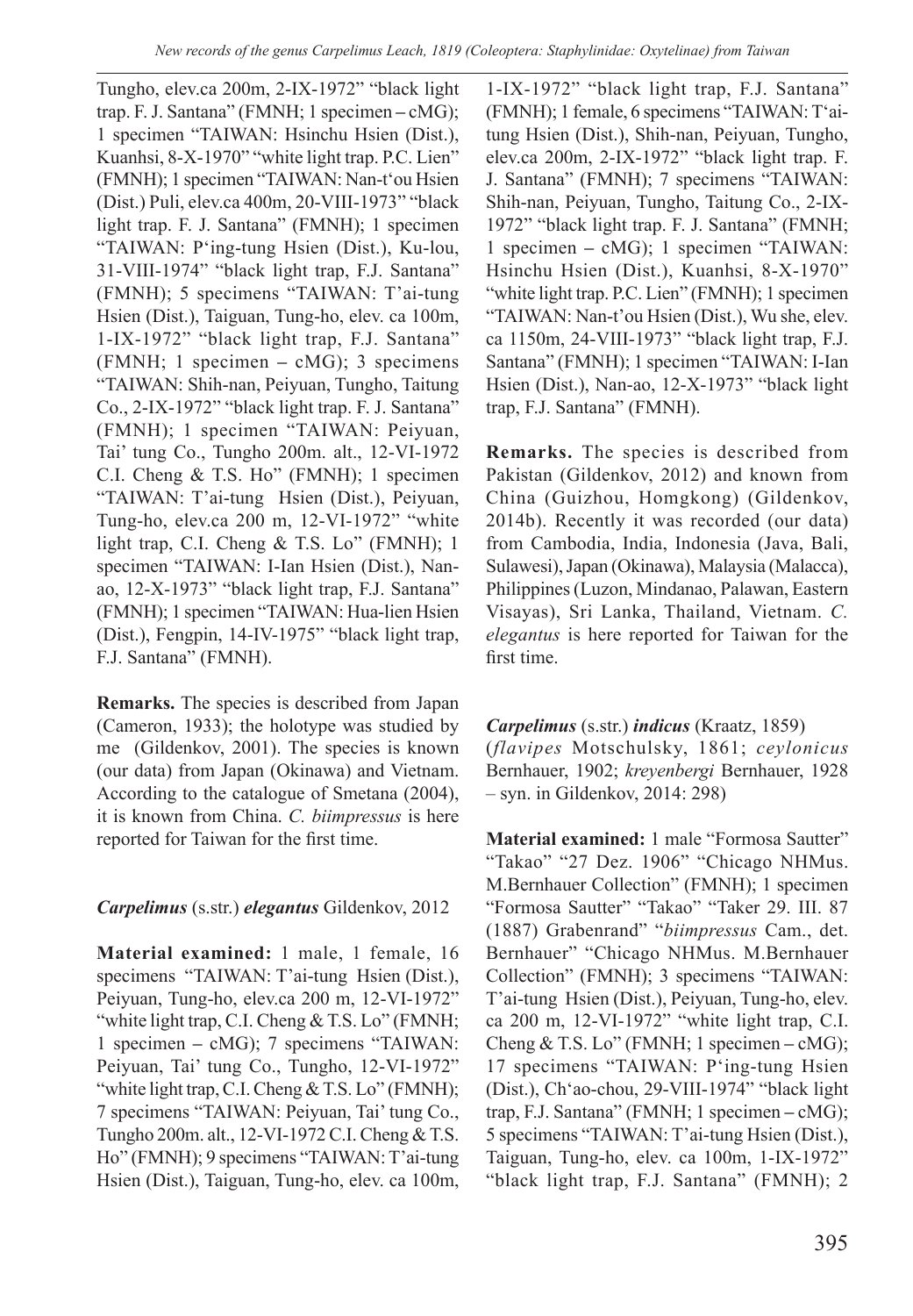Tungho, elev.ca 200m, 2-IX-1972" "black light trap. F. J. Santana" (FMNH; 1 specimen – cMG); 1 specimen "TAIWAN: Hsinchu Hsien (Dist.), Kuanhsi, 8-X-1970" "white light trap. P.C. Lien" (FMNH); 1 specimen "TAIWAN: Nan-t'ou Hsien (Dist.) Puli, elev.ca 400m, 20-VIII-1973" "black light trap. F. J. Santana" (FMNH); 1 specimen "TAIWAN: P'ing-tung Hsien (Dist.), Ku-lou, 31-VIII-1974" "black light trap, F.J. Santana" (FMNH); 5 specimens "TAIWAN: T'ai-tung Hsien (Dist.), Taiguan, Tung-ho, elev. ca 100m, 1-IX-1972" "black light trap, F.J. Santana" (FMNH; 1 specimen – cMG); 3 specimens "TAIWAN: Shih-nan, Peiyuan, Tungho, Taitung Co., 2-IX-1972" "black light trap. F. J. Santana" (FMNH); 1 specimen "TAIWAN: Peiyuan, Tai' tung Co., Tungho 200m. alt., 12-VI-1972 C.I. Cheng & T.S. Ho" (FMNH); 1 specimen "TAIWAN: T'ai-tung Hsien (Dist.), Peiyuan, Tung-ho, elev.ca 200 m, 12-VI-1972" "white light trap, C.I. Cheng & T.S. Lo" (FMNH); 1 specimen "TAIWAN: I-Ian Hsien (Dist.), Nan-ao, 12-X-1973" "black light trap, F.J. Santana" (FMNH); 1 specimen "TAIWAN: Hua-lien Hsien (Dist.), Fengpin, 14-IV-1975" "black light trap, F.J. Santana" (FMNH).

**Remarks.** The species is described from Japan (Cameron, 1933); the holotype was studied by me (Gildenkov, 2001). The species is known (our data) from Japan (Okinawa) and Vietnam. According to the catalogue of Smetana (2004), it is known from China. *C. biimpressus* is here reported for Taiwan for the first time.

### *Carpelimus* (s.str.) *elegantus* Gildenkov, 2012

**Material examined:** 1 male, 1 female, 16 specimens "TAIWAN: T'ai-tung Hsien (Dist.), Peiyuan, Tung-ho, elev.ca 200 m, 12-VI-1972" "white light trap, C.I. Cheng & T.S. Lo" (FMNH; 1 specimen – cMG); 7 specimens "TAIWAN: Peiyuan, Tai' tung Co., Tungho, 12-VI-1972" "white light trap, C.I. Cheng & T.S. Lo" (FMNH); 7 specimens "TAIWAN: Peiyuan, Tai' tung Co., Tungho 200m. alt., 12-VI-1972 C.I. Cheng & T.S. Ho" (FMNH); 9 specimens "TAIWAN: T'ai-tung Hsien (Dist.), Taiguan, Tung-ho, elev. ca 100m, 1-IX-1972" "black light trap, F.J. Santana" (FMNH); 1 female, 6 specimens "TAIWAN: T'ai-tung Hsien (Dist.), Shih-nan, Peiyuan, Tungho, elev.ca 200m, 2-IX-1972" "black light trap. F. J. Santana" (FMNH); 7 specimens "TAIWAN: Shih-nan, Peiyuan, Tungho, Taitung Co., 2-IX-1972" "black light trap. F. J. Santana" (FMNH; 1 specimen – cMG); 1 specimen "TAIWAN: Hsinchu Hsien (Dist.), Kuanhsi, 8-X-1970" "white light trap. P.C. Lien" (FMNH); 1 specimen "TAIWAN: Nan-t'ou Hsien (Dist.), Wu she, elev. ca 1150m, 24-VIII-1973" "black light trap, F.J. Santana" (FMNH); 1 specimen "TAIWAN: I-Ian Hsien (Dist.), Nan-ao, 12-X-1973" "black light trap, F.J. Santana" (FMNH).

**Remarks.** The species is described from Pakistan (Gildenkov, 2012) and known from China (Guizhou, Homgkong) (Gildenkov, 2014b). Recently it was recorded (our data) from Cambodia, India, Indonesia (Java, Bali, Sulawesi), Japan (Okinawa), Malaysia (Malacca), Philippines (Luzon, Mindanao, Palawan, Eastern Visayas), Sri Lanka, Thailand, Vietnam. *C. elegantus* is here reported for Taiwan for the first time.

### *Carpelimus* (s.str.) *indicus* (Kraatz, 1859)

(*flavipes* Motschulsky, 1861; *ceylonicus* Bernhauer, 1902; *kreyenbergi* Bernhauer, 1928 – syn. in Gildenkov, 2014: 298)

**Material examined:** 1 male "Formosa Sautter" "Takao" "27 Dez. 1906" "Chicago NHMus. M.Bernhauer Collection" (FMNH); 1 specimen "Formosa Sautter" "Takao" "Taker 29. III. 87 (1887) Grabenrand" "*biimpressus* Cam., det. Bernhauer" "Chicago NHMus. M.Bernhauer Collection" (FMNH); 3 specimens "TAIWAN: T'ai-tung Hsien (Dist.), Peiyuan, Tung-ho, elev. ca 200 m, 12-VI-1972" "white light trap, C.I. Cheng & T.S. Lo" (FMNH; 1 specimen – cMG); 17 specimens "TAIWAN: P'ing-tung Hsien (Dist.), Ch'ao-chou, 29-VIII-1974" "black light trap, F.J. Santana" (FMNH; 1 specimen – cMG); 5 specimens "TAIWAN: T'ai-tung Hsien (Dist.), Taiguan, Tung-ho, elev. ca 100m, 1-IX-1972" "black light trap, F.J. Santana" (FMNH); 2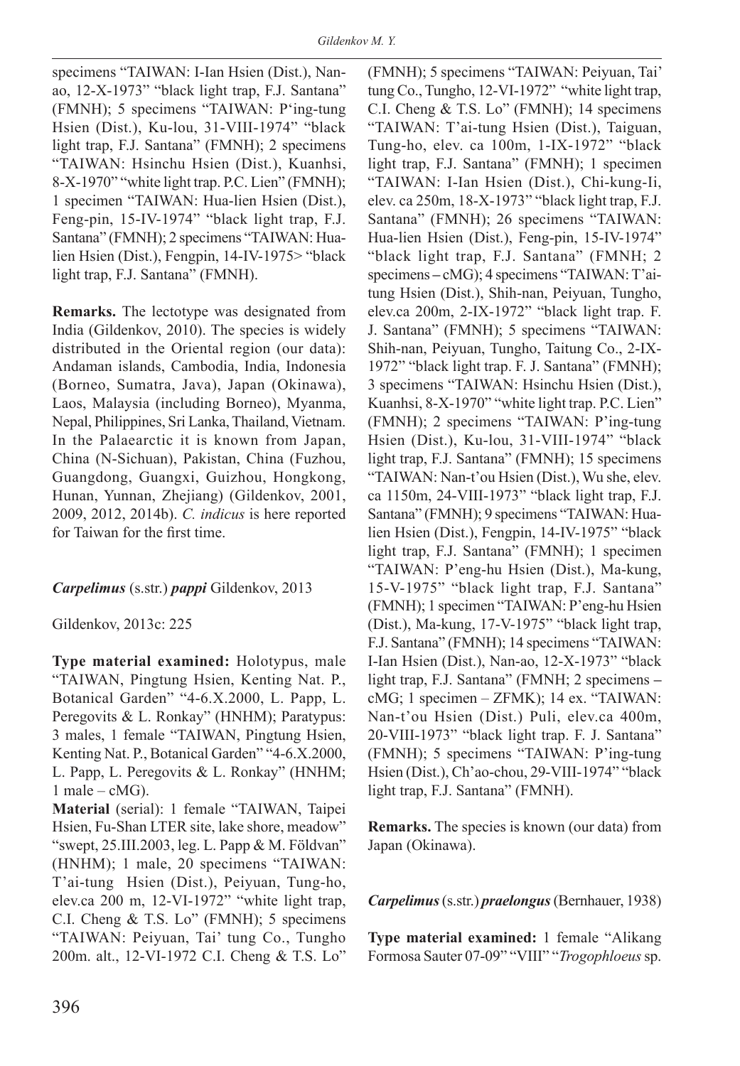specimens "TAIWAN: I-Ian Hsien (Dist.), Nan-ao, 12-X-1973" "black light trap, F.J. Santana" (FMNH); 5 specimens "TAIWAN: P'ing-tung Hsien (Dist.), Ku-lou, 31-VIII-1974" "black light trap, F.J. Santana" (FMNH); 2 specimens "TAIWAN: Hsinchu Hsien (Dist.), Kuanhsi, 8-X-1970" "white light trap. P.C. Lien" (FMNH); 1 specimen "TAIWAN: Hua-lien Hsien (Dist.), Feng-pin, 15-IV-1974" "black light trap, F.J. Santana" (FMNH); 2 specimens "TAIWAN: Hua-lien Hsien (Dist.), Fengpin, 14-IV-1975> "black light trap, F.J. Santana" (FMNH).

**Remarks.** The lectotype was designated from India (Gildenkov, 2010). The species is widely distributed in the Oriental region (our data): Andaman islands, Cambodia, India, Indonesia (Borneo, Sumatra, Java), Japan (Okinawa), Laos, Malaysia (including Borneo), Myanma, Nepal, Philippines, Sri Lanka, Thailand, Vietnam. In the Palaearctic it is known from Japan, China (N-Sichuan), Pakistan, China (Fuzhou, Guangdong, Guangxi, Guizhou, Hongkong, Hunan, Yunnan, Zhejiang) (Gildenkov, 2001, 2009, 2012, 2014b). *C. indicus* is here reported for Taiwan for the first time.

***Carpelimus*** **(s.str.)** ***pappi*** **Gildenkov, 2013**

Gildenkov, 2013c: 225

**Type material examined:** Holotypus, male "TAIWAN, Pingtung Hsien, Kenting Nat. P., Botanical Garden" "4-6.X.2000, L. Papp, L. Peregovits & L. Ronkay" (HNHM); Paratypus: 3 males, 1 female "TAIWAN, Pingtung Hsien, Kenting Nat. P., Botanical Garden" "4-6.X.2000, L. Papp, L. Peregovits & L. Ronkay" (HNHM; 1 male – cMG).

**Material** (serial): 1 female "TAIWAN, Taipei Hsien, Fu-Shan LTER site, lake shore, meadow" "swept, 25.III.2003, leg. L. Papp & M. Földvan" (HNHM); 1 male, 20 specimens "TAIWAN: T'ai-tung Hsien (Dist.), Peiyuan, Tung-ho, elev.ca 200 m, 12-VI-1972" "white light trap, C.I. Cheng & T.S. Lo" (FMNH); 5 specimens "TAIWAN: Peiyuan, Tai' tung Co., Tungho 200m. alt., 12-VI-1972 C.I. Cheng & T.S. Lo" (FMNH); 5 specimens "TAIWAN: Peiyuan, Tai' tung Co., Tungho, 12-VI-1972" "white light trap, C.I. Cheng & T.S. Lo" (FMNH); 14 specimens "TAIWAN: T'ai-tung Hsien (Dist.), Taiguan, Tung-ho, elev. ca 100m, 1-IX-1972" "black light trap, F.J. Santana" (FMNH); 1 specimen "TAIWAN: I-Ian Hsien (Dist.), Chi-kung-Ii, elev. ca 250m, 18-X-1973" "black light trap, F.J. Santana" (FMNH); 26 specimens "TAIWAN: Hua-lien Hsien (Dist.), Feng-pin, 15-IV-1974" "black light trap, F.J. Santana" (FMNH; 2 specimens – cMG); 4 specimens "TAIWAN: T'ai-tung Hsien (Dist.), Shih-nan, Peiyuan, Tungho, elev.ca 200m, 2-IX-1972" "black light trap. F. J. Santana" (FMNH); 5 specimens "TAIWAN: Shih-nan, Peiyuan, Tungho, Taitung Co., 2-IX-1972" "black light trap. F. J. Santana" (FMNH); 3 specimens "TAIWAN: Hsinchu Hsien (Dist.), Kuanhsi, 8-X-1970" "white light trap. P.C. Lien" (FMNH); 2 specimens "TAIWAN: P'ing-tung Hsien (Dist.), Ku-lou, 31-VIII-1974" "black light trap, F.J. Santana" (FMNH); 15 specimens "TAIWAN: Nan-t'ou Hsien (Dist.), Wu she, elev. ca 1150m, 24-VIII-1973" "black light trap, F.J. Santana" (FMNH); 9 specimens "TAIWAN: Hua-lien Hsien (Dist.), Fengpin, 14-IV-1975" "black light trap, F.J. Santana" (FMNH); 1 specimen "TAIWAN: P'eng-hu Hsien (Dist.), Ma-kung, 15-V-1975" "black light trap, F.J. Santana" (FMNH); 1 specimen "TAIWAN: P'eng-hu Hsien (Dist.), Ma-kung, 17-V-1975" "black light trap, F.J. Santana" (FMNH); 14 specimens "TAIWAN: I-Ian Hsien (Dist.), Nan-ao, 12-X-1973" "black light trap, F.J. Santana" (FMNH; 2 specimens – cMG; 1 specimen – ZFMK); 14 ex. "TAIWAN: Nan-t'ou Hsien (Dist.) Puli, elev.ca 400m, 20-VIII-1973" "black light trap. F. J. Santana" (FMNH); 5 specimens "TAIWAN: P'ing-tung Hsien (Dist.), Ch'ao-chou, 29-VIII-1974" "black light trap, F.J. Santana" (FMNH).

**Remarks.** The species is known (our data) from Japan (Okinawa).

***Carpelimus*** **(s.str.)** ***praelongus*** **(Bernhauer, 1938)**

**Type material examined:** 1 female "Alikang Formosa Sauter 07-09" "VIII" "*Trogophloeus* sp.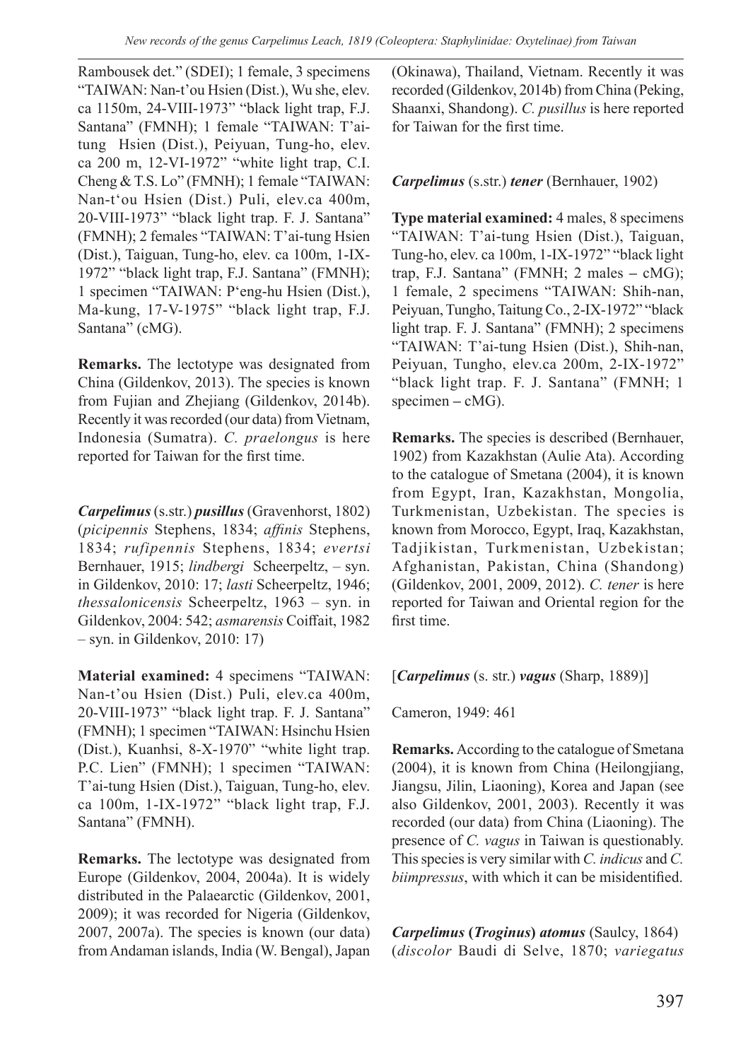Rambousek det." (SDEI); 1 female, 3 specimens "TAIWAN: Nan-t'ou Hsien (Dist.), Wu she, elev. ca 1150m, 24-VIII-1973" "black light trap, F.J. Santana" (FMNH); 1 female "TAIWAN: T'ai-tung Hsien (Dist.), Peiyuan, Tung-ho, elev. ca 200 m, 12-VI-1972" "white light trap, C.I. Cheng & T.S. Lo" (FMNH); 1 female "TAIWAN: Nan-t'ou Hsien (Dist.) Puli, elev.ca 400m, 20-VIII-1973" "black light trap. F. J. Santana" (FMNH); 2 females "TAIWAN: T'ai-tung Hsien (Dist.), Taiguan, Tung-ho, elev. ca 100m, 1-IX-1972" "black light trap, F.J. Santana" (FMNH); 1 specimen "TAIWAN: P'eng-hu Hsien (Dist.), Ma-kung, 17-V-1975" "black light trap, F.J. Santana" (cMG).

**Remarks.** The lectotype was designated from China (Gildenkov, 2013). The species is known from Fujian and Zhejiang (Gildenkov, 2014b). Recently it was recorded (our data) from Vietnam, Indonesia (Sumatra). *C. praelongus* is here reported for Taiwan for the first time.

***Carpelimus*** (s.str.) ***pusillus*** (Gravenhorst, 1802) (*picipennis* Stephens, 1834; *affinis* Stephens, 1834; *rufipennis* Stephens, 1834; *evertsi* Bernhauer, 1915; *lindbergi* Scheerpeltz, – syn. in Gildenkov, 2010: 17; *lasti* Scheerpeltz, 1946; *thessalonicensis* Scheerpeltz, 1963 – syn. in Gildenkov, 2004: 542; *asmarensis* Coiffait, 1982 – syn. in Gildenkov, 2010: 17)

**Material examined:** 4 specimens "TAIWAN: Nan-t'ou Hsien (Dist.) Puli, elev.ca 400m, 20-VIII-1973" "black light trap. F. J. Santana" (FMNH); 1 specimen "TAIWAN: Hsinchu Hsien (Dist.), Kuanhsi, 8-X-1970" "white light trap. P.C. Lien" (FMNH); 1 specimen "TAIWAN: T'ai-tung Hsien (Dist.), Taiguan, Tung-ho, elev. ca 100m, 1-IX-1972" "black light trap, F.J. Santana" (FMNH).

**Remarks.** The lectotype was designated from Europe (Gildenkov, 2004, 2004a). It is widely distributed in the Palaearctic (Gildenkov, 2001, 2009); it was recorded for Nigeria (Gildenkov, 2007, 2007a). The species is known (our data) from Andaman islands, India (W. Bengal), Japan (Okinawa), Thailand, Vietnam. Recently it was recorded (Gildenkov, 2014b) from China (Peking, Shaanxi, Shandong). *C. pusillus* is here reported for Taiwan for the first time.

***Carpelimus*** (s.str.) ***tener*** (Bernhauer, 1902)

**Type material examined:** 4 males, 8 specimens "TAIWAN: T'ai-tung Hsien (Dist.), Taiguan, Tung-ho, elev. ca 100m, 1-IX-1972" "black light trap, F.J. Santana" (FMNH; 2 males – cMG); 1 female, 2 specimens "TAIWAN: Shih-nan, Peiyuan, Tungho, Taitung Co., 2-IX-1972" "black light trap. F. J. Santana" (FMNH); 2 specimens "TAIWAN: T'ai-tung Hsien (Dist.), Shih-nan, Peiyuan, Tungho, elev.ca 200m, 2-IX-1972" "black light trap. F. J. Santana" (FMNH; 1 specimen – cMG).

**Remarks.** The species is described (Bernhauer, 1902) from Kazakhstan (Aulie Ata). According to the catalogue of Smetana (2004), it is known from Egypt, Iran, Kazakhstan, Mongolia, Turkmenistan, Uzbekistan. The species is known from Morocco, Egypt, Iraq, Kazakhstan, Tadjikistan, Turkmenistan, Uzbekistan; Afghanistan, Pakistan, China (Shandong) (Gildenkov, 2001, 2009, 2012). *C. tener* is here reported for Taiwan and Oriental region for the first time.

[***Carpelimus*** (s. str.) ***vagus*** (Sharp, 1889)]

Cameron, 1949: 461

**Remarks.** According to the catalogue of Smetana (2004), it is known from China (Heilongjiang, Jiangsu, Jilin, Liaoning), Korea and Japan (see also Gildenkov, 2001, 2003). Recently it was recorded (our data) from China (Liaoning). The presence of *C. vagus* in Taiwan is questionably. This species is very similar with *C. indicus* and *C. biimpressus*, with which it can be misidentified.

***Carpelimus*** **(*Troginus*)** ***atomus*** (Saulcy, 1864) (*discolor* Baudi di Selve, 1870; *variegatus*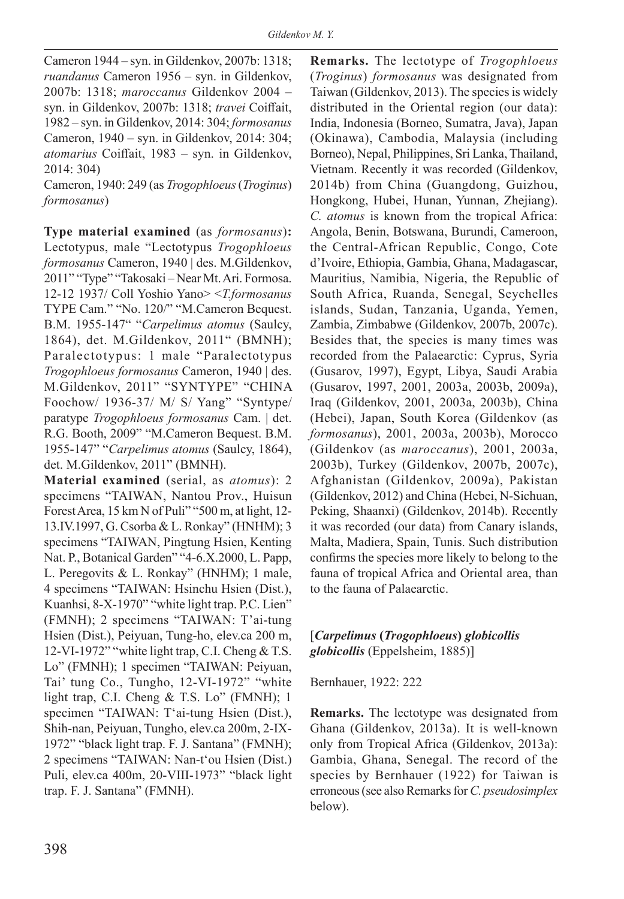Cameron 1944 – syn. in Gildenkov, 2007b: 1318; *ruandanus* Cameron 1956 – syn. in Gildenkov, 2007b: 1318; *maroccanus* Gildenkov 2004 – syn. in Gildenkov, 2007b: 1318; *travei* Coiffait, 1982 – syn. in Gildenkov, 2014: 304; *formosanus* Cameron, 1940 – syn. in Gildenkov, 2014: 304; *atomarius* Coiffait, 1983 – syn. in Gildenkov, 2014: 304)

Cameron, 1940: 249 (as *Trogophloeus* (*Troginus*) *formosanus*)

**Type material examined** (as *formosanus*)**:** Lectotypus, male "Lectotypus *Trogophloeus formosanus* Cameron, 1940 | des. M.Gildenkov, 2011" "Type" "Takosaki – Near Mt. Ari. Formosa. 12-12 1937/ Coll Yoshio Yano> <*T.formosanus* TYPE Cam." "No. 120/" "M.Cameron Bequest. B.M. 1955-147" "*Carpelimus atomus* (Saulcy, 1864), det. M.Gildenkov, 2011" (BMNH); Paralectotypus: 1 male "Paralectotypus *Trogophloeus formosanus* Cameron, 1940 | des. M.Gildenkov, 2011" "SYNTYPE" "CHINA Foochow/ 1936-37/ M/ S/ Yang" "Syntype/ paratype *Trogophloeus formosanus* Cam. | det. R.G. Booth, 2009" "M.Cameron Bequest. B.M. 1955-147" "*Carpelimus atomus* (Saulcy, 1864), det. M.Gildenkov, 2011" (BMNH).

**Material examined** (serial, as *atomus*): 2 specimens "TAIWAN, Nantou Prov., Huisun Forest Area, 15 km N of Puli" "500 m, at light, 12-13.IV.1997, G. Csorba & L. Ronkay" (HNHM); 3 specimens "TAIWAN, Pingtung Hsien, Kenting Nat. P., Botanical Garden" "4-6.X.2000, L. Papp, L. Peregovits & L. Ronkay" (HNHM); 1 male, 4 specimens "TAIWAN: Hsinchu Hsien (Dist.), Kuanhsi, 8-X-1970" "white light trap. P.C. Lien" (FMNH); 2 specimens "TAIWAN: T'ai-tung Hsien (Dist.), Peiyuan, Tung-ho, elev.ca 200 m, 12-VI-1972" "white light trap, C.I. Cheng & T.S. Lo" (FMNH); 1 specimen "TAIWAN: Peiyuan, Tai' tung Co., Tungho, 12-VI-1972" "white light trap, C.I. Cheng & T.S. Lo" (FMNH); 1 specimen "TAIWAN: T'ai-tung Hsien (Dist.), Shih-nan, Peiyuan, Tungho, elev.ca 200m, 2-IX-1972" "black light trap. F. J. Santana" (FMNH); 2 specimens "TAIWAN: Nan-t'ou Hsien (Dist.) Puli, elev.ca 400m, 20-VIII-1973" "black light trap. F. J. Santana" (FMNH).

**Remarks.** The lectotype of *Trogophloeus* (*Troginus*) *formosanus* was designated from Taiwan (Gildenkov, 2013). The species is widely distributed in the Oriental region (our data): India, Indonesia (Borneo, Sumatra, Java), Japan (Okinawa), Cambodia, Malaysia (including Borneo), Nepal, Philippines, Sri Lanka, Thailand, Vietnam. Recently it was recorded (Gildenkov, 2014b) from China (Guangdong, Guizhou, Hongkong, Hubei, Hunan, Yunnan, Zhejiang). *C. atomus* is known from the tropical Africa: Angola, Benin, Botswana, Burundi, Cameroon, the Central-African Republic, Congo, Cote d'Ivoire, Ethiopia, Gambia, Ghana, Madagascar, Mauritius, Namibia, Nigeria, the Republic of South Africa, Ruanda, Senegal, Seychelles islands, Sudan, Tanzania, Uganda, Yemen, Zambia, Zimbabwe (Gildenkov, 2007b, 2007c). Besides that, the species is many times was recorded from the Palaearctic: Cyprus, Syria (Gusarov, 1997), Egypt, Libya, Saudi Arabia (Gusarov, 1997, 2001, 2003a, 2003b, 2009a), Iraq (Gildenkov, 2001, 2003a, 2003b), China (Hebei), Japan, South Korea (Gildenkov (as *formosanus*), 2001, 2003a, 2003b), Morocco (Gildenkov (as *maroccanus*), 2001, 2003a, 2003b), Turkey (Gildenkov, 2007b, 2007c), Afghanistan (Gildenkov, 2009a), Pakistan (Gildenkov, 2012) and China (Hebei, N-Sichuan, Peking, Shaanxi) (Gildenkov, 2014b). Recently it was recorded (our data) from Canary islands, Malta, Madiera, Spain, Tunis. Such distribution confirms the species more likely to belong to the fauna of tropical Africa and Oriental area, than to the fauna of Palaearctic.

### [*Carpelimus* (*Trogophloeus*) *globicollis globicollis* (Eppelsheim, 1885)]

Bernhauer, 1922: 222

**Remarks.** The lectotype was designated from Ghana (Gildenkov, 2013a). It is well-known only from Tropical Africa (Gildenkov, 2013a): Gambia, Ghana, Senegal. The record of the species by Bernhauer (1922) for Taiwan is erroneous (see also Remarks for *C. pseudosimplex* below).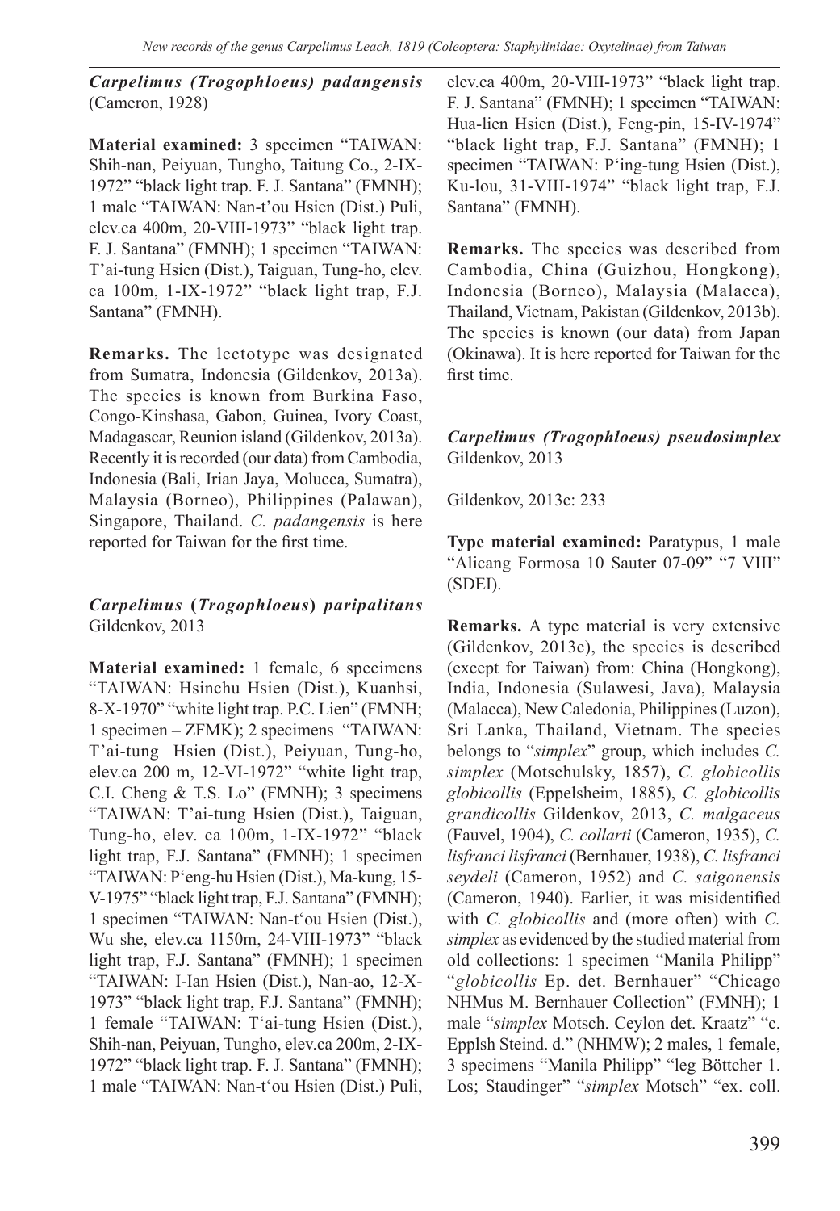### *Carpelimus (Trogophloeus) padangensis* (Cameron, 1928)

**Material examined:** 3 specimen "TAIWAN: Shih-nan, Peiyuan, Tungho, Taitung Co., 2-IX-1972" "black light trap. F. J. Santana" (FMNH); 1 male "TAIWAN: Nan-t'ou Hsien (Dist.) Puli, elev.ca 400m, 20-VIII-1973" "black light trap. F. J. Santana" (FMNH); 1 specimen "TAIWAN: T'ai-tung Hsien (Dist.), Taiguan, Tung-ho, elev. ca 100m, 1-IX-1972" "black light trap, F.J. Santana" (FMNH).

**Remarks.** The lectotype was designated from Sumatra, Indonesia (Gildenkov, 2013a). The species is known from Burkina Faso, Congo-Kinshasa, Gabon, Guinea, Ivory Coast, Madagascar, Reunion island (Gildenkov, 2013a). Recently it is recorded (our data) from Cambodia, Indonesia (Bali, Irian Jaya, Molucca, Sumatra), Malaysia (Borneo), Philippines (Palawan), Singapore, Thailand. *C. padangensis* is here reported for Taiwan for the first time.

### *Carpelimus* **(*Trogophloeus*)** *paripalitans* Gildenkov, 2013

**Material examined:** 1 female, 6 specimens "TAIWAN: Hsinchu Hsien (Dist.), Kuanhsi, 8-X-1970" "white light trap. P.C. Lien" (FMNH; 1 specimen – ZFMK); 2 specimens "TAIWAN: T'ai-tung Hsien (Dist.), Peiyuan, Tung-ho, elev.ca 200 m, 12-VI-1972" "white light trap, C.I. Cheng & T.S. Lo" (FMNH); 3 specimens "TAIWAN: T'ai-tung Hsien (Dist.), Taiguan, Tung-ho, elev. ca 100m, 1-IX-1972" "black light trap, F.J. Santana" (FMNH); 1 specimen "TAIWAN: P'eng-hu Hsien (Dist.), Ma-kung, 15-V-1975" "black light trap, F.J. Santana" (FMNH); 1 specimen "TAIWAN: Nan-t'ou Hsien (Dist.), Wu she, elev.ca 1150m, 24-VIII-1973" "black light trap, F.J. Santana" (FMNH); 1 specimen "TAIWAN: I-Ian Hsien (Dist.), Nan-ao, 12-X-1973" "black light trap, F.J. Santana" (FMNH); 1 female "TAIWAN: T'ai-tung Hsien (Dist.), Shih-nan, Peiyuan, Tungho, elev.ca 200m, 2-IX-1972" "black light trap. F. J. Santana" (FMNH); 1 male "TAIWAN: Nan-t'ou Hsien (Dist.) Puli, elev.ca 400m, 20-VIII-1973" "black light trap. F. J. Santana" (FMNH); 1 specimen "TAIWAN: Hua-lien Hsien (Dist.), Feng-pin, 15-IV-1974" "black light trap, F.J. Santana" (FMNH); 1 specimen "TAIWAN: P'ing-tung Hsien (Dist.), Ku-lou, 31-VIII-1974" "black light trap, F.J. Santana" (FMNH).

**Remarks.** The species was described from Cambodia, China (Guizhou, Hongkong), Indonesia (Borneo), Malaysia (Malacca), Thailand, Vietnam, Pakistan (Gildenkov, 2013b). The species is known (our data) from Japan (Okinawa). It is here reported for Taiwan for the first time.

### *Carpelimus (Trogophloeus) pseudosimplex* Gildenkov, 2013

Gildenkov, 2013c: 233

**Type material examined:** Paratypus, 1 male "Alicang Formosa 10 Sauter 07-09" "7 VIII" (SDEI).

**Remarks.** A type material is very extensive (Gildenkov, 2013c), the species is described (except for Taiwan) from: China (Hongkong), India, Indonesia (Sulawesi, Java), Malaysia (Malacca), New Caledonia, Philippines (Luzon), Sri Lanka, Thailand, Vietnam. The species belongs to "*simplex*" group, which includes *C. simplex* (Motschulsky, 1857), *C. globicollis globicollis* (Eppelsheim, 1885), *C. globicollis grandicollis* Gildenkov, 2013, *C. malgaceus* (Fauvel, 1904), *C. collarti* (Cameron, 1935), *C. lisfranci lisfranci* (Bernhauer, 1938), *C. lisfranci seydeli* (Cameron, 1952) and *C. saigonensis* (Cameron, 1940). Earlier, it was misidentified with *C. globicollis* and (more often) with *C. simplex* as evidenced by the studied material from old collections: 1 specimen "Manila Philipp" "*globicollis* Ep. det. Bernhauer" "Chicago NHMus M. Bernhauer Collection" (FMNH); 1 male "*simplex* Motsch. Ceylon det. Kraatz" "c. Epplsh Steind. d." (NHMW); 2 males, 1 female, 3 specimens "Manila Philipp" "leg Böttcher 1. Los; Staudinger" "*simplex* Motsch" "ex. coll.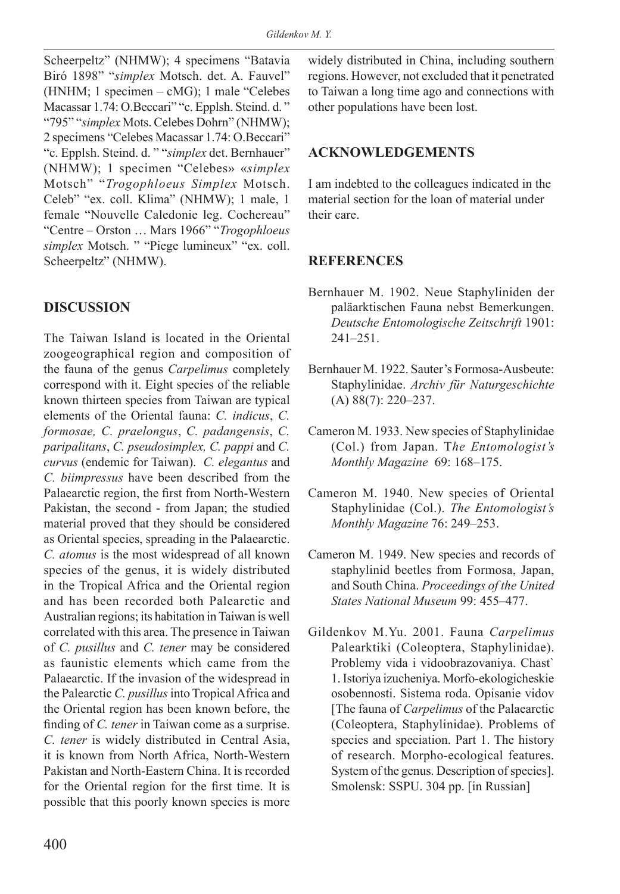Scheerpeltz" (NHMW); 4 specimens "Batavia Biró 1898" "*simplex* Motsch. det. A. Fauvel" (HNHM; 1 specimen – cMG); 1 male "Celebes Macassar 1.74: O.Beccari" "c. Epplsh. Steind. d. " "795" "*simplex* Mots. Celebes Dohrn" (NHMW); 2 specimens "Celebes Macassar 1.74: O.Beccari" "c. Epplsh. Steind. d. " "*simplex* det. Bernhauer" (NHMW); 1 specimen "Celebes» «*simplex* Motsch" "*Trogophloeus Simplex* Motsch. Celeb" "ex. coll. Klima" (NHMW); 1 male, 1 female "Nouvelle Caledonie leg. Cochereau" "Centre – Orston … Mars 1966" "*Trogophloeus simplex* Motsch. " "Piege lumineux" "ex. coll. Scheerpeltz" (NHMW).

## DISCUSSION

The Taiwan Island is located in the Oriental zoogeographical region and composition of the fauna of the genus *Carpelimus* completely correspond with it. Eight species of the reliable known thirteen species from Taiwan are typical elements of the Oriental fauna: *C. indicus*, *C. formosae*, *C. praelongus*, *C. padangensis*, *C. paripalitans*, *C. pseudosimplex, C. pappi* and *C. curvus* (endemic for Taiwan). *C. elegantus* and *C. biimpressus* have been described from the Palaearctic region, the first from North-Western Pakistan, the second - from Japan; the studied material proved that they should be considered as Oriental species, spreading in the Palaearctic. *C. atomus* is the most widespread of all known species of the genus, it is widely distributed in the Tropical Africa and the Oriental region and has been recorded both Palearctic and Australian regions; its habitation in Taiwan is well correlated with this area. The presence in Taiwan of *C. pusillus* and *C. tener* may be considered as faunistic elements which came from the Palaearctic. If the invasion of the widespread in the Palearctic *C. pusillus* into Tropical Africa and the Oriental region has been known before, the finding of *C. tener* in Taiwan come as a surprise. *C. tener* is widely distributed in Central Asia, it is known from North Africa, North-Western Pakistan and North-Eastern China. It is recorded for the Oriental region for the first time. It is possible that this poorly known species is more widely distributed in China, including southern regions. However, not excluded that it penetrated to Taiwan a long time ago and connections with other populations have been lost.

## ACKNOWLEDGEMENTS

I am indebted to the colleagues indicated in the material section for the loan of material under their care.

## REFERENCES

Bernhauer M. 1902. Neue Staphyliniden der paläarktischen Fauna nebst Bemerkungen. *Deutsche Entomologische Zeitschrift* 1901: 241–251.

Bernhauer M. 1922. Sauter's Formosa-Ausbeute: Staphylinidae. *Archiv für Naturgeschichte* (A) 88(7): 220–237.

Cameron M. 1933. New species of Staphylinidae (Col.) from Japan. *The Entomologist's Monthly Magazine* 69: 168–175.

Cameron M. 1940. New species of Oriental Staphylinidae (Col.). *The Entomologist's Monthly Magazine* 76: 249–253.

Cameron M. 1949. New species and records of staphylinid beetles from Formosa, Japan, and South China. *Proceedings of the United States National Museum* 99: 455–477.

Gildenkov M.Yu. 2001. Fauna *Carpelimus* Palearktiki (Coleoptera, Staphylinidae). Problemy vida i vidoobrazovaniya. Chast` 1. Istoriya izucheniya. Morfo-ekologicheskie osobennosti. Sistema roda. Opisanie vidov [The fauna of *Carpelimus* of the Palaearctic (Coleoptera, Staphylinidae). Problems of species and speciation. Part 1. The history of research. Morpho-ecological features. System of the genus. Description of species]. Smolensk: SSPU. 304 pp. [in Russian]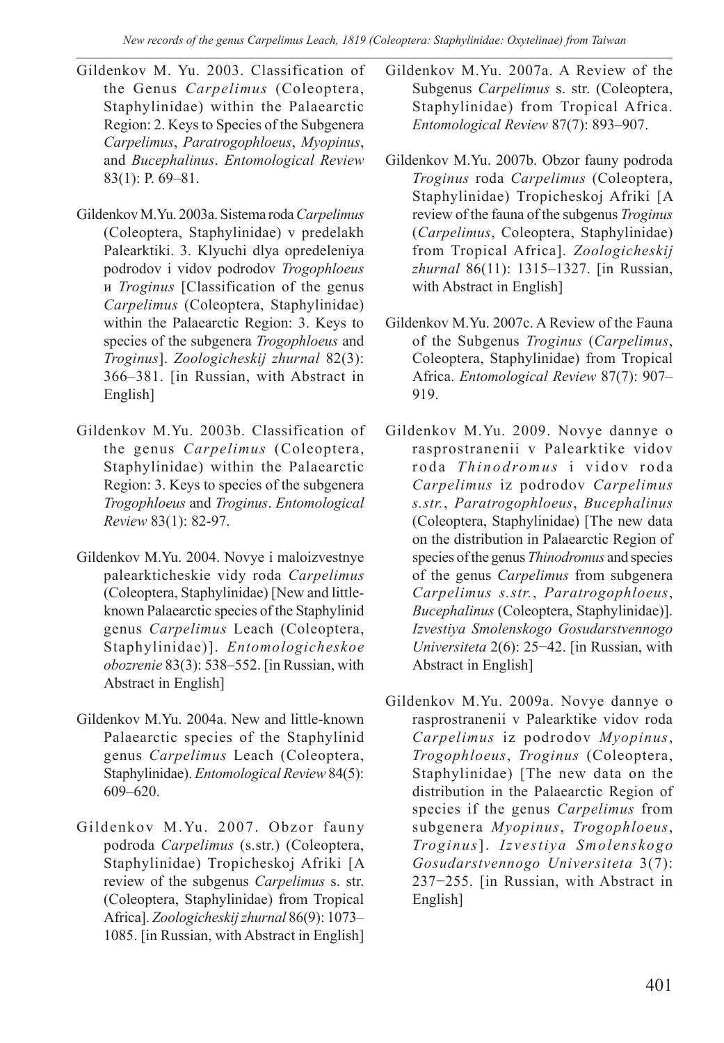Gildenkov M. Yu. 2003. Classification of the Genus *Carpelimus* (Coleoptera, Staphylinidae) within the Palaearctic Region: 2. Keys to Species of the Subgenera *Carpelimus*, *Paratrogophloeus*, *Myopinus*, and *Bucephalinus*. *Entomological Review* 83(1): P. 69–81.

Gildenkov M.Yu. 2003a. Sistema roda *Carpelimus* (Coleoptera, Staphylinidae) v predelakh Palearktiki. 3. Klyuchi dlya opredeleniya podrodov i vidov podrodov *Trogophloeus* и *Troginus* [Classification of the genus *Carpelimus* (Coleoptera, Staphylinidae) within the Palaearctic Region: 3. Keys to species of the subgenera *Trogophloeus* and *Troginus*]. *Zoologicheskij zhurnal* 82(3): 366–381. [in Russian, with Abstract in English]

Gildenkov M.Yu. 2003b. Classification of the genus *Carpelimus* (Coleoptera, Staphylinidae) within the Palaearctic Region: 3. Keys to species of the subgenera *Trogophloeus* and *Troginus*. *Entomological Review* 83(1): 82-97.

Gildenkov M.Yu. 2004. Novye i maloizvestnye palearkticheskie vidy roda *Carpelimus* (Coleoptera, Staphylinidae) [New and little-known Palaearctic species of the Staphylinid genus *Carpelimus* Leach (Coleoptera, Staphylinidae)]. *Entomologicheskoe obozrenie* 83(3): 538–552. [in Russian, with Abstract in English]

Gildenkov M.Yu. 2004a. New and little-known Palaearctic species of the Staphylinid genus *Carpelimus* Leach (Coleoptera, Staphylinidae). *Entomological Review* 84(5): 609–620.

Gildenkov M.Yu. 2007. Obzor fauny podroda *Carpelimus* (s.str.) (Coleoptera, Staphylinidae) Tropicheskoj Afriki [A review of the subgenus *Carpelimus* s. str. (Coleoptera, Staphylinidae) from Tropical Africa]. *Zoologicheskij zhurnal* 86(9): 1073–1085. [in Russian, with Abstract in English]

Gildenkov M.Yu. 2007a. A Review of the Subgenus *Carpelimus* s. str. (Coleoptera, Staphylinidae) from Tropical Africa. *Entomological Review* 87(7): 893–907.

Gildenkov M.Yu. 2007b. Obzor fauny podroda *Troginus* roda *Carpelimus* (Coleoptera, Staphylinidae) Tropicheskoj Afriki [A review of the fauna of the subgenus *Troginus* (*Carpelimus*, Coleoptera, Staphylinidae) from Tropical Africa]. *Zoologicheskij zhurnal* 86(11): 1315–1327. [in Russian, with Abstract in English]

Gildenkov M.Yu. 2007c. A Review of the Fauna of the Subgenus *Troginus* (*Carpelimus*, Coleoptera, Staphylinidae) from Tropical Africa. *Entomological Review* 87(7): 907–919.

Gildenkov M.Yu. 2009. Novye dannye o rasprostranenii v Palearktike vidov roda *Thinodromus* i vidov roda *Carpelimus* iz podrodov *Carpelimus s.str.*, *Paratrogophloeus*, *Bucephalinus* (Coleoptera, Staphylinidae) [The new data on the distribution in Palaearctic Region of species of the genus *Thinodromus* and species of the genus *Carpelimus* from subgenera *Carpelimus s.str.*, *Paratrogophloeus*, *Bucephalinus* (Coleoptera, Staphylinidae)]. *Izvestiya Smolenskogo Gosudarstvennogo Universiteta* 2(6): 25−42. [in Russian, with Abstract in English]

Gildenkov M.Yu. 2009a. Novye dannye o rasprostranenii v Palearktike vidov roda *Carpelimus* iz podrodov *Myopinus*, *Trogophloeus*, *Troginus* (Coleoptera, Staphylinidae) [The new data on the distribution in the Palaearctic Region of species if the genus *Carpelimus* from subgenera *Myopinus*, *Trogophloeus*, *Troginus*]. *Izvestiya Smolenskogo Gosudarstvennogo Universiteta* 3(7): 237−255. [in Russian, with Abstract in English]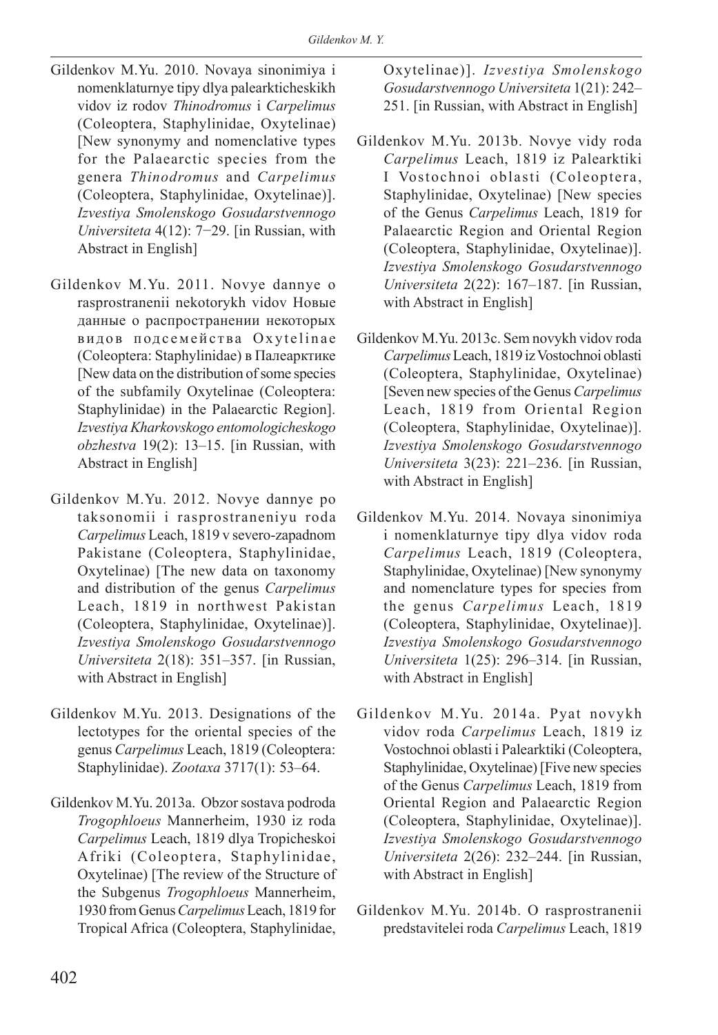Gildenkov M.Yu. 2010. Novaya sinonimiya i nomenklaturnye tipy dlya palearkticheskikh vidov iz rodov *Thinodromus* i *Carpelimus* (Coleoptera, Staphylinidae, Oxytelinae) [New synonymy and nomenclative types for the Palaearctic species from the genera *Thinodromus* and *Carpelimus* (Coleoptera, Staphylinidae, Oxytelinae)]. *Izvestiya Smolenskogo Gosudarstvennogo Universiteta* 4(12): 7−29. [in Russian, with Abstract in English]

Gildenkov M.Yu. 2011. Novye dannye o rasprostranenii nekotorykh vidov Новые данные о распространении некоторых видов подсемейства Oxytelinae (Coleoptera: Staphylinidae) в Палеарктике [New data on the distribution of some species of the subfamily Oxytelinae (Coleoptera: Staphylinidae) in the Palaearctic Region]. *Izvestiya Kharkovskogo entomologicheskogo obzhestva* 19(2): 13–15. [in Russian, with Abstract in English]

Gildenkov M.Yu. 2012. Novye dannye po taksonomii i rasprostraneniyu roda *Carpelimus* Leach, 1819 v severo-zapadnom Pakistane (Coleoptera, Staphylinidae, Oxytelinae) [The new data on taxonomy and distribution of the genus *Carpelimus* Leach, 1819 in northwest Pakistan (Coleoptera, Staphylinidae, Oxytelinae)]. *Izvestiya Smolenskogo Gosudarstvennogo Universiteta* 2(18): 351–357. [in Russian, with Abstract in English]

Gildenkov M.Yu. 2013. Designations of the lectotypes for the oriental species of the genus *Carpelimus* Leach, 1819 (Coleoptera: Staphylinidae). *Zootaxa* 3717(1): 53–64.

Gildenkov M.Yu. 2013a. Obzor sostava podroda *Trogophloeus* Mannerheim, 1930 iz roda *Carpelimus* Leach, 1819 dlya Tropicheskoi Afriki (Coleoptera, Staphylinidae, Oxytelinae) [The review of the Structure of the Subgenus *Trogophloeus* Mannerheim, 1930 from Genus *Carpelimus* Leach, 1819 for Tropical Africa (Coleoptera, Staphylinidae, Oxytelinae)]. *Izvestiya Smolenskogo Gosudarstvennogo Universiteta* 1(21): 242–251. [in Russian, with Abstract in English]

Gildenkov M.Yu. 2013b. Novye vidy roda *Carpelimus* Leach, 1819 iz Palearktiki I Vostochnoi oblasti (Coleoptera, Staphylinidae, Oxytelinae) [New species of the Genus *Carpelimus* Leach, 1819 for Palaearctic Region and Oriental Region (Coleoptera, Staphylinidae, Oxytelinae)]. *Izvestiya Smolenskogo Gosudarstvennogo Universiteta* 2(22): 167–187. [in Russian, with Abstract in English]

Gildenkov M.Yu. 2013c. Sem novykh vidov roda *Carpelimus* Leach, 1819 iz Vostochnoi oblasti (Coleoptera, Staphylinidae, Oxytelinae) [Seven new species of the Genus *Carpelimus* Leach, 1819 from Oriental Region (Coleoptera, Staphylinidae, Oxytelinae)]. *Izvestiya Smolenskogo Gosudarstvennogo Universiteta* 3(23): 221–236. [in Russian, with Abstract in English]

Gildenkov M.Yu. 2014. Novaya sinonimiya i nomenklaturnye tipy dlya vidov roda *Carpelimus* Leach, 1819 (Coleoptera, Staphylinidae, Oxytelinae) [New synonymy and nomenclature types for species from the genus *Carpelimus* Leach, 1819 (Coleoptera, Staphylinidae, Oxytelinae)]. *Izvestiya Smolenskogo Gosudarstvennogo Universiteta* 1(25): 296–314. [in Russian, with Abstract in English]

Gildenkov M.Yu. 2014a. Pyat novykh vidov roda *Carpelimus* Leach, 1819 iz Vostochnoi oblasti i Palearktiki (Coleoptera, Staphylinidae, Oxytelinae) [Five new species of the Genus *Carpelimus* Leach, 1819 from Oriental Region and Palaearctic Region (Coleoptera, Staphylinidae, Oxytelinae)]. *Izvestiya Smolenskogo Gosudarstvennogo Universiteta* 2(26): 232–244. [in Russian, with Abstract in English]

Gildenkov M.Yu. 2014b. O rasprostranenii predstavitelei roda *Carpelimus* Leach, 1819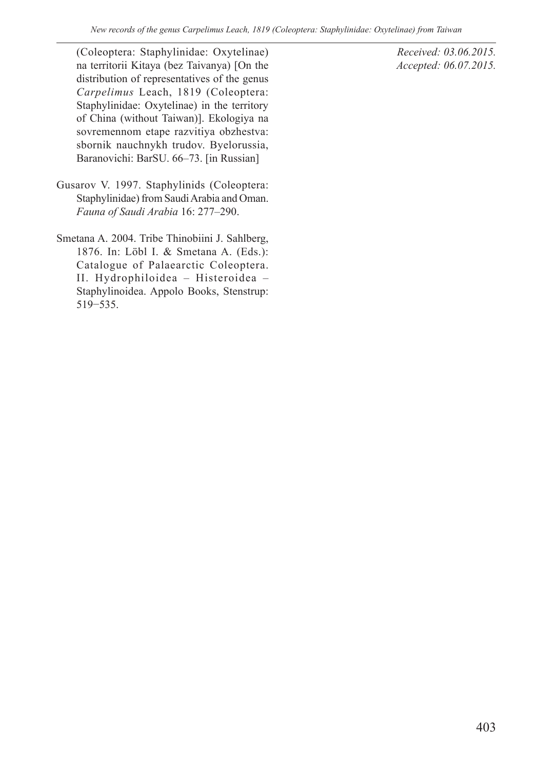(Coleoptera: Staphylinidae: Oxytelinae) na territorii Kitaya (bez Taivanya) [On the distribution of representatives of the genus *Carpelimus* Leach, 1819 (Coleoptera: Staphylinidae: Oxytelinae) in the territory of China (without Taiwan)]. Ekologiya na sovremennom etape razvitiya obzhestva: sbornik nauchnykh trudov. Byelorussia, Baranovichi: BarSU. 66–73. [in Russian]

Gusarov V. 1997. Staphylinids (Coleoptera: Staphylinidae) from Saudi Arabia and Oman. *Fauna of Saudi Arabia* 16: 277–290.

Smetana A. 2004. Tribe Thinobiini J. Sahlberg, 1876. In: Löbl I. & Smetana A. (Eds.): Catalogue of Palaearctic Coleoptera. II. Hydrophiloidea – Histeroidea – Staphylinoidea. Appolo Books, Stenstrup: 519–535.

*Received: 03.06.2015.*
*Accepted: 06.07.2015.*